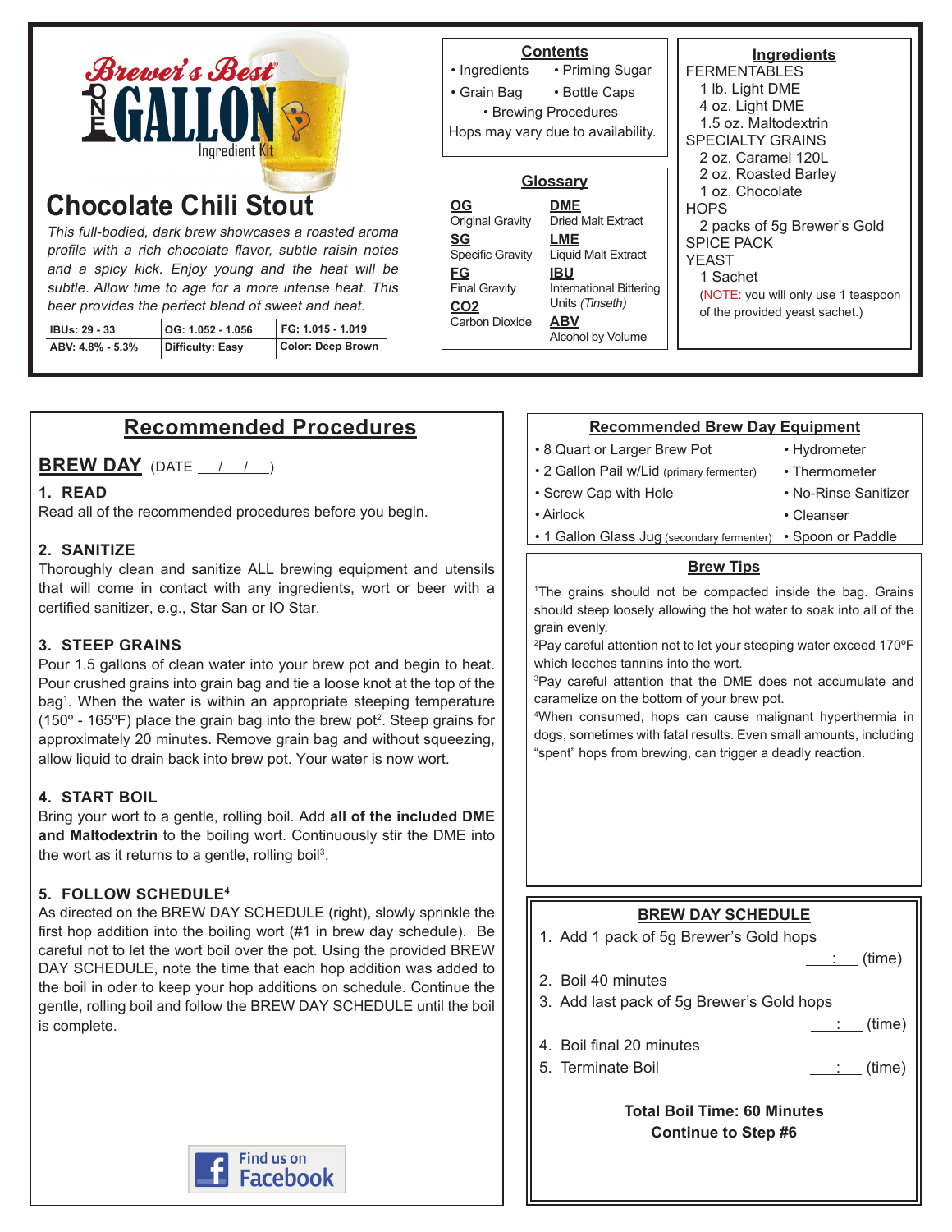# Brewer's Best ONE GALLON Ingredient Kit

## Chocolate Chili Stout

*This full-bodied, dark brew showcases a roasted aroma profile with a rich chocolate flavor, subtle raisin notes and a spicy kick. Enjoy young and the heat will be subtle. Allow time to age for a more intense heat. This beer provides the perfect blend of sweet and heat.*

| IBUs: 29 - 33 | OG: 1.052 - 1.056 | FG: 1.015 - 1.019 |
|---|---|---|
| ABV: 4.8% - 5.3% | Difficulty: Easy | Color: Deep Brown |

### Contents

- Ingredients
- Priming Sugar
- Grain Bag
- Bottle Caps
- Brewing Procedures

Hops may vary due to availability.

### Glossary

**OG** Original Gravity
**SG** Specific Gravity
**FG** Final Gravity
**CO2** Carbon Dioxide
**DME** Dried Malt Extract
**LME** Liquid Malt Extract
**IBU** International Bittering Units *(Tinseth)*
**ABV** Alcohol by Volume

### Ingredients

FERMENTABLES
- 1 lb. Light DME
- 4 oz. Light DME
- 1.5 oz. Maltodextrin

SPECIALTY GRAINS
- 2 oz. Caramel 120L
- 2 oz. Roasted Barley
- 1 oz. Chocolate

HOPS
- 2 packs of 5g Brewer's Gold

SPICE PACK

YEAST
- 1 Sachet

(NOTE: you will only use 1 teaspoon of the provided yeast sachet.)

## Recommended Procedures

### BREW DAY (DATE \_\_/\_\_/\_\_)

**1. READ**

Read all of the recommended procedures before you begin.

**2. SANITIZE**

Thoroughly clean and sanitize ALL brewing equipment and utensils that will come in contact with any ingredients, wort or beer with a certified sanitizer, e.g., Star San or IO Star.

**3. STEEP GRAINS**

Pour 1.5 gallons of clean water into your brew pot and begin to heat. Pour crushed grains into grain bag and tie a loose knot at the top of the bag[1]. When the water is within an appropriate steeping temperature (150º - 165ºF) place the grain bag into the brew pot[2]. Steep grains for approximately 20 minutes. Remove grain bag and without squeezing, allow liquid to drain back into brew pot. Your water is now wort.

**4. START BOIL**

Bring your wort to a gentle, rolling boil. Add **all of the included DME and Maltodextrin** to the boiling wort. Continuously stir the DME into the wort as it returns to a gentle, rolling boil[3].

**5. FOLLOW SCHEDULE[4]**

As directed on the BREW DAY SCHEDULE (right), slowly sprinkle the first hop addition into the boiling wort (#1 in brew day schedule). Be careful not to let the wort boil over the pot. Using the provided BREW DAY SCHEDULE, note the time that each hop addition was added to the boil in oder to keep your hop additions on schedule. Continue the gentle, rolling boil and follow the BREW DAY SCHEDULE until the boil is complete.

Find us on Facebook

### Recommended Brew Day Equipment

- 8 Quart or Larger Brew Pot
- 2 Gallon Pail w/Lid (primary fermenter)
- Screw Cap with Hole
- Airlock
- 1 Gallon Glass Jug (secondary fermenter)
- Hydrometer
- Thermometer
- No-Rinse Sanitizer
- Cleanser
- Spoon or Paddle

### Brew Tips

[1]The grains should not be compacted inside the bag. Grains should steep loosely allowing the hot water to soak into all of the grain evenly.

[2]Pay careful attention not to let your steeping water exceed 170ºF which leeches tannins into the wort.

[3]Pay careful attention that the DME does not accumulate and caramelize on the bottom of your brew pot.

[4]When consumed, hops can cause malignant hyperthermia in dogs, sometimes with fatal results. Even small amounts, including "spent" hops from brewing, can trigger a deadly reaction.

### BREW DAY SCHEDULE

1. Add 1 pack of 5g Brewer's Gold hops \_\_:\_\_ (time)
2. Boil 40 minutes
3. Add last pack of 5g Brewer's Gold hops \_\_:\_\_ (time)
4. Boil final 20 minutes
5. Terminate Boil \_\_:\_\_ (time)

**Total Boil Time: 60 Minutes**
**Continue to Step #6**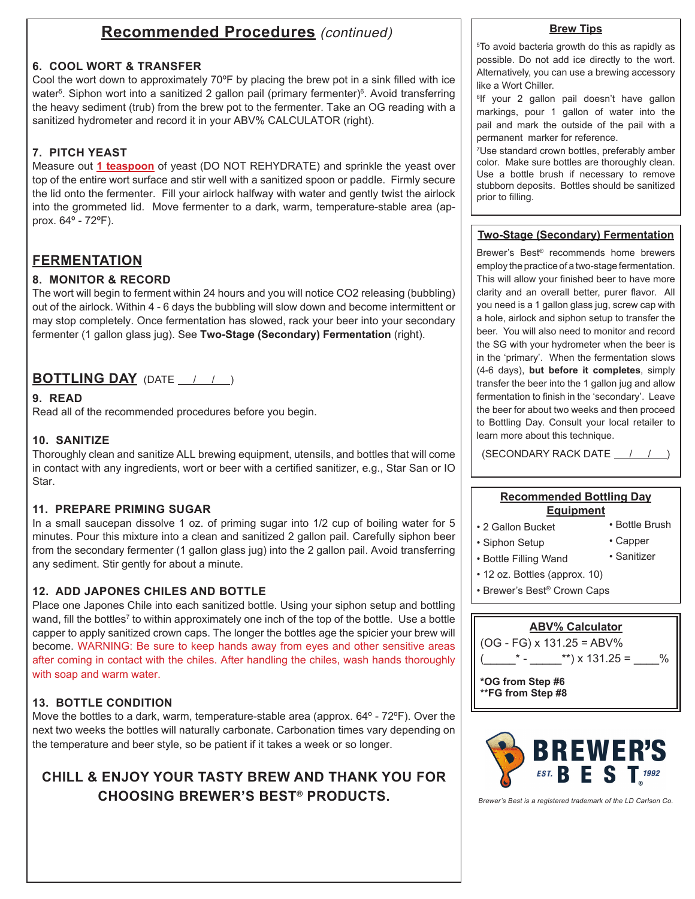# Recommended Procedures *(continued)*

### 6. COOL WORT & TRANSFER

Cool the wort down to approximately 70ºF by placing the brew pot in a sink filled with ice water[5]. Siphon wort into a sanitized 2 gallon pail (primary fermenter)[6]. Avoid transferring the heavy sediment (trub) from the brew pot to the fermenter. Take an OG reading with a sanitized hydrometer and record it in your ABV% CALCULATOR (right).

### 7. PITCH YEAST

Measure out **1 teaspoon** of yeast (DO NOT REHYDRATE) and sprinkle the yeast over top of the entire wort surface and stir well with a sanitized spoon or paddle. Firmly secure the lid onto the fermenter. Fill your airlock halfway with water and gently twist the airlock into the grommeted lid. Move fermenter to a dark, warm, temperature-stable area (approx. 64º - 72ºF).

## FERMENTATION

### 8. MONITOR & RECORD

The wort will begin to ferment within 24 hours and you will notice $CO_2$ releasing (bubbling) out of the airlock. Within 4 - 6 days the bubbling will slow down and become intermittent or may stop completely. Once fermentation has slowed, rack your beer into your secondary fermenter (1 gallon glass jug). See **Two-Stage (Secondary) Fermentation** (right).

## BOTTLING DAY (DATE __/__/__)

### 9. READ

Read all of the recommended procedures before you begin.

### 10. SANITIZE

Thoroughly clean and sanitize ALL brewing equipment, utensils, and bottles that will come in contact with any ingredients, wort or beer with a certified sanitizer, e.g., Star San or IO Star.

### 11. PREPARE PRIMING SUGAR

In a small saucepan dissolve 1 oz. of priming sugar into 1/2 cup of boiling water for 5 minutes. Pour this mixture into a clean and sanitized 2 gallon pail. Carefully siphon beer from the secondary fermenter (1 gallon glass jug) into the 2 gallon pail. Avoid transferring any sediment. Stir gently for about a minute.

### 12. ADD JAPONES CHILES AND BOTTLE

Place one Japones Chile into each sanitized bottle. Using your siphon setup and bottling wand, fill the bottles[7] to within approximately one inch of the top of the bottle. Use a bottle capper to apply sanitized crown caps. The longer the bottles age the spicier your brew will become. WARNING: Be sure to keep hands away from eyes and other sensitive areas after coming in contact with the chiles. After handling the chiles, wash hands thoroughly with soap and warm water.

### 13. BOTTLE CONDITION

Move the bottles to a dark, warm, temperature-stable area (approx. 64º - 72ºF). Over the next two weeks the bottles will naturally carbonate. Carbonation times vary depending on the temperature and beer style, so be patient if it takes a week or so longer.

**CHILL & ENJOY YOUR TASTY BREW AND THANK YOU FOR CHOOSING BREWER'S BEST® PRODUCTS.**

## Brew Tips

[5]To avoid bacteria growth do this as rapidly as possible. Do not add ice directly to the wort. Alternatively, you can use a brewing accessory like a Wort Chiller.

[6]If your 2 gallon pail doesn't have gallon markings, pour 1 gallon of water into the pail and mark the outside of the pail with a permanent marker for reference.

[7]Use standard crown bottles, preferably amber color. Make sure bottles are thoroughly clean. Use a bottle brush if necessary to remove stubborn deposits. Bottles should be sanitized prior to filling.

## Two-Stage (Secondary) Fermentation

Brewer's Best® recommends home brewers employ the practice of a two-stage fermentation. This will allow your finished beer to have more clarity and an overall better, purer flavor. All you need is a 1 gallon glass jug, screw cap with a hole, airlock and siphon setup to transfer the beer. You will also need to monitor and record the SG with your hydrometer when the beer is in the 'primary'. When the fermentation slows (4-6 days), **but before it completes**, simply transfer the beer into the 1 gallon jug and allow fermentation to finish in the 'secondary'. Leave the beer for about two weeks and then proceed to Bottling Day. Consult your local retailer to learn more about this technique.

(SECONDARY RACK DATE __/__/__)

## Recommended Bottling Day Equipment

- 2 Gallon Bucket
- Siphon Setup
- Bottle Filling Wand
- 12 oz. Bottles (approx. 10)
- Brewer's Best® Crown Caps
- Bottle Brush
- Capper
- Sanitizer

## ABV% Calculator

(OG - FG) x 131.25 = ABV%

(_____* - _____**) x 131.25 = ____%

***OG from Step #6**
****FG from Step #8**

BREWER'S BEST EST. 1992

*Brewer's Best is a registered trademark of the LD Carlson Co.*